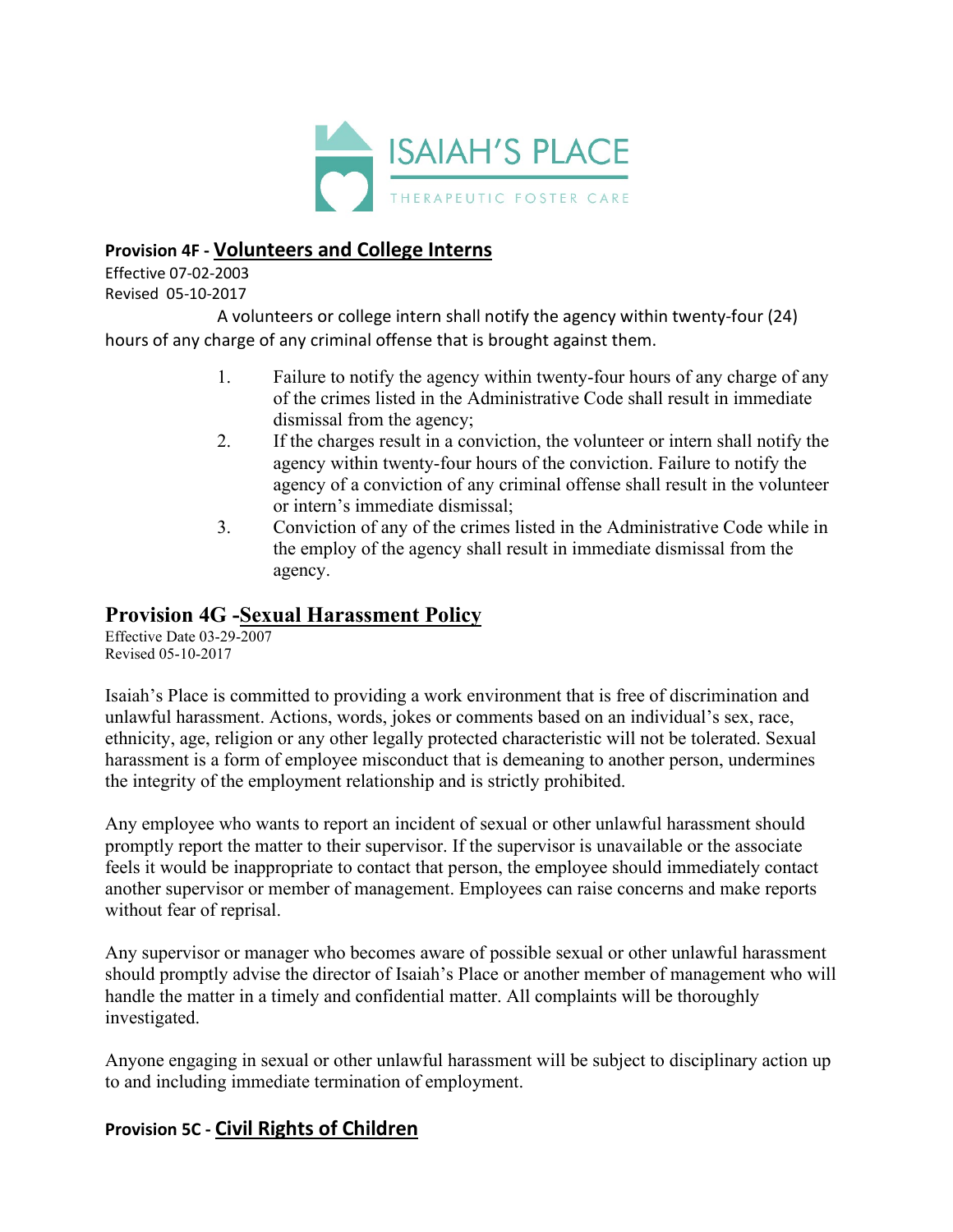ISAIAH'S PLACE

THERAPEUTIC FOSTER CARE

## Provision 4F - Volunteers and College Interns

Effective 07-02-2003
Revised 05-10-2017

A volunteers or college intern shall notify the agency within twenty-four (24) hours of any charge of any criminal offense that is brought against them.

1. Failure to notify the agency within twenty-four hours of any charge of any of the crimes listed in the Administrative Code shall result in immediate dismissal from the agency;
2. If the charges result in a conviction, the volunteer or intern shall notify the agency within twenty-four hours of the conviction. Failure to notify the agency of a conviction of any criminal offense shall result in the volunteer or intern's immediate dismissal;
3. Conviction of any of the crimes listed in the Administrative Code while in the employ of the agency shall result in immediate dismissal from the agency.

## Provision 4G - Sexual Harassment Policy

Effective Date 03-29-2007
Revised 05-10-2017

Isaiah's Place is committed to providing a work environment that is free of discrimination and unlawful harassment. Actions, words, jokes or comments based on an individual's sex, race, ethnicity, age, religion or any other legally protected characteristic will not be tolerated. Sexual harassment is a form of employee misconduct that is demeaning to another person, undermines the integrity of the employment relationship and is strictly prohibited.

Any employee who wants to report an incident of sexual or other unlawful harassment should promptly report the matter to their supervisor. If the supervisor is unavailable or the associate feels it would be inappropriate to contact that person, the employee should immediately contact another supervisor or member of management. Employees can raise concerns and make reports without fear of reprisal.

Any supervisor or manager who becomes aware of possible sexual or other unlawful harassment should promptly advise the director of Isaiah's Place or another member of management who will handle the matter in a timely and confidential matter. All complaints will be thoroughly investigated.

Anyone engaging in sexual or other unlawful harassment will be subject to disciplinary action up to and including immediate termination of employment.

## Provision 5C - Civil Rights of Children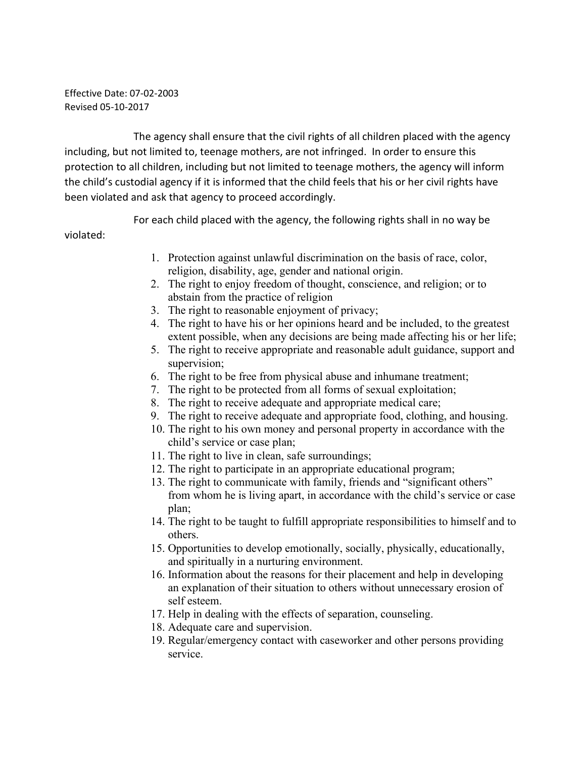Effective Date: 07-02-2003
Revised 05-10-2017

The agency shall ensure that the civil rights of all children placed with the agency including, but not limited to, teenage mothers, are not infringed. In order to ensure this protection to all children, including but not limited to teenage mothers, the agency will inform the child's custodial agency if it is informed that the child feels that his or her civil rights have been violated and ask that agency to proceed accordingly.

For each child placed with the agency, the following rights shall in no way be violated:

1. Protection against unlawful discrimination on the basis of race, color, religion, disability, age, gender and national origin.
2. The right to enjoy freedom of thought, conscience, and religion; or to abstain from the practice of religion
3. The right to reasonable enjoyment of privacy;
4. The right to have his or her opinions heard and be included, to the greatest extent possible, when any decisions are being made affecting his or her life;
5. The right to receive appropriate and reasonable adult guidance, support and supervision;
6. The right to be free from physical abuse and inhumane treatment;
7. The right to be protected from all forms of sexual exploitation;
8. The right to receive adequate and appropriate medical care;
9. The right to receive adequate and appropriate food, clothing, and housing.
10. The right to his own money and personal property in accordance with the child's service or case plan;
11. The right to live in clean, safe surroundings;
12. The right to participate in an appropriate educational program;
13. The right to communicate with family, friends and "significant others" from whom he is living apart, in accordance with the child's service or case plan;
14. The right to be taught to fulfill appropriate responsibilities to himself and to others.
15. Opportunities to develop emotionally, socially, physically, educationally, and spiritually in a nurturing environment.
16. Information about the reasons for their placement and help in developing an explanation of their situation to others without unnecessary erosion of self esteem.
17. Help in dealing with the effects of separation, counseling.
18. Adequate care and supervision.
19. Regular/emergency contact with caseworker and other persons providing service.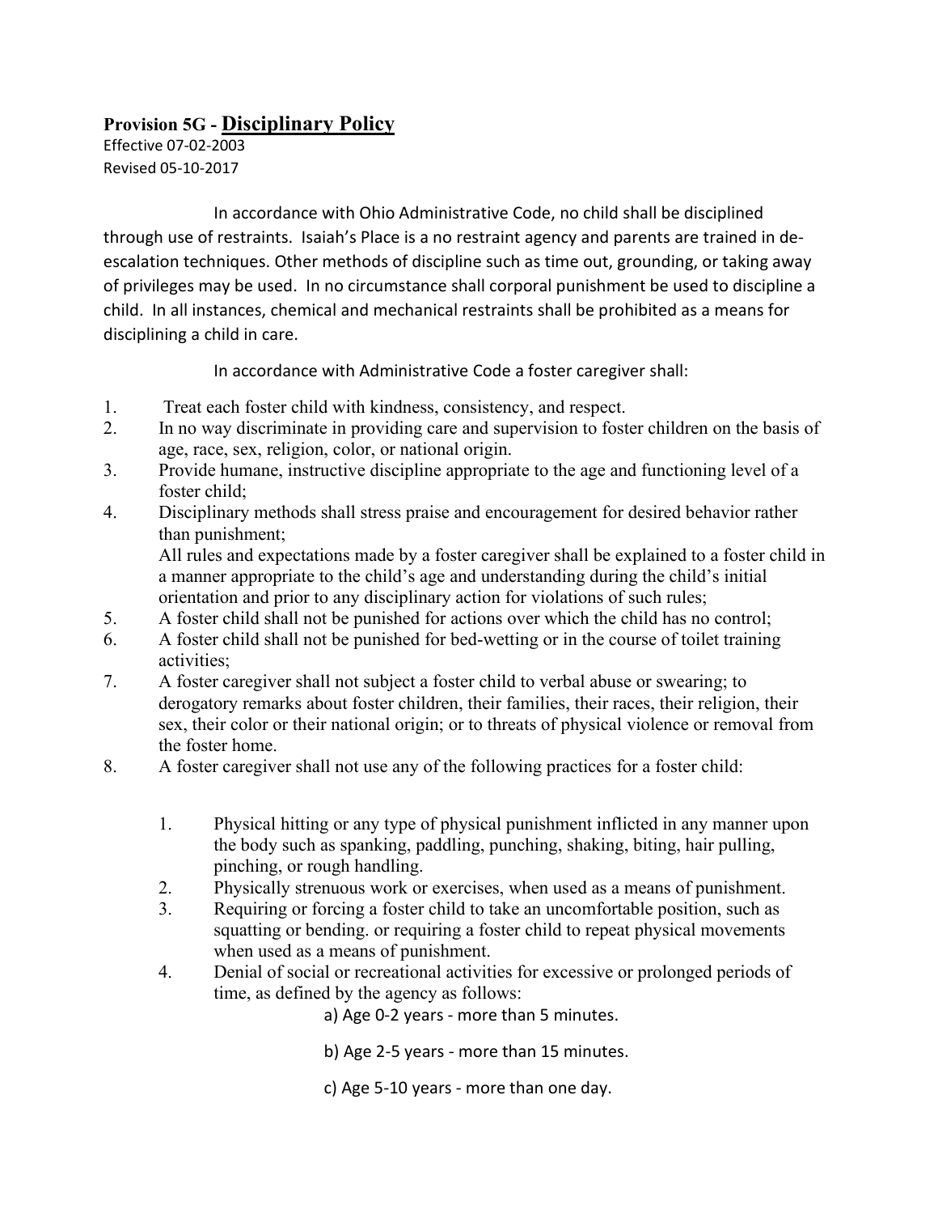**Provision 5G - Disciplinary Policy**

Effective 07-02-2003
Revised 05-10-2017

In accordance with Ohio Administrative Code, no child shall be disciplined through use of restraints. Isaiah's Place is a no restraint agency and parents are trained in de-escalation techniques. Other methods of discipline such as time out, grounding, or taking away of privileges may be used. In no circumstance shall corporal punishment be used to discipline a child. In all instances, chemical and mechanical restraints shall be prohibited as a means for disciplining a child in care.

In accordance with Administrative Code a foster caregiver shall:

1. Treat each foster child with kindness, consistency, and respect.
2. In no way discriminate in providing care and supervision to foster children on the basis of age, race, sex, religion, color, or national origin.
3. Provide humane, instructive discipline appropriate to the age and functioning level of a foster child;
4. Disciplinary methods shall stress praise and encouragement for desired behavior rather than punishment;
   All rules and expectations made by a foster caregiver shall be explained to a foster child in a manner appropriate to the child's age and understanding during the child's initial orientation and prior to any disciplinary action for violations of such rules;
5. A foster child shall not be punished for actions over which the child has no control;
6. A foster child shall not be punished for bed-wetting or in the course of toilet training activities;
7. A foster caregiver shall not subject a foster child to verbal abuse or swearing; to derogatory remarks about foster children, their families, their races, their religion, their sex, their color or their national origin; or to threats of physical violence or removal from the foster home.
8. A foster caregiver shall not use any of the following practices for a foster child:

    1. Physical hitting or any type of physical punishment inflicted in any manner upon the body such as spanking, paddling, punching, shaking, biting, hair pulling, pinching, or rough handling.
    2. Physically strenuous work or exercises, when used as a means of punishment.
    3. Requiring or forcing a foster child to take an uncomfortable position, such as squatting or bending. or requiring a foster child to repeat physical movements when used as a means of punishment.
    4. Denial of social or recreational activities for excessive or prolonged periods of time, as defined by the agency as follows:

        a) Age 0-2 years - more than 5 minutes.

        b) Age 2-5 years - more than 15 minutes.

        c) Age 5-10 years - more than one day.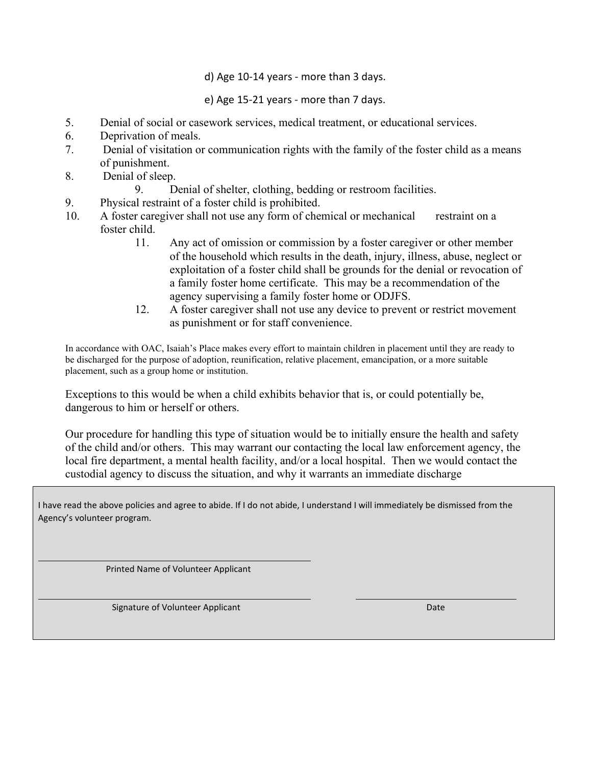d) Age 10-14 years - more than 3 days.

e) Age 15-21 years - more than 7 days.

5. Denial of social or casework services, medical treatment, or educational services.
6. Deprivation of meals.
7. Denial of visitation or communication rights with the family of the foster child as a means of punishment.
8. Denial of sleep.
   9. Denial of shelter, clothing, bedding or restroom facilities.
9. Physical restraint of a foster child is prohibited.
10. A foster caregiver shall not use any form of chemical or mechanical restraint on a foster child.
    11. Any act of omission or commission by a foster caregiver or other member of the household which results in the death, injury, illness, abuse, neglect or exploitation of a foster child shall be grounds for the denial or revocation of a family foster home certificate. This may be a recommendation of the agency supervising a family foster home or ODJFS.
    12. A foster caregiver shall not use any device to prevent or restrict movement as punishment or for staff convenience.

In accordance with OAC, Isaiah's Place makes every effort to maintain children in placement until they are ready to be discharged for the purpose of adoption, reunification, relative placement, emancipation, or a more suitable placement, such as a group home or institution.

Exceptions to this would be when a child exhibits behavior that is, or could potentially be, dangerous to him or herself or others.

Our procedure for handling this type of situation would be to initially ensure the health and safety of the child and/or others. This may warrant our contacting the local law enforcement agency, the local fire department, a mental health facility, and/or a local hospital. Then we would contact the custodial agency to discuss the situation, and why it warrants an immediate discharge

I have read the above policies and agree to abide. If I do not abide, I understand I will immediately be dismissed from the Agency's volunteer program.

\_\_\_\_\_\_\_\_\_\_\_\_\_\_\_\_\_\_\_\_\_\_\_\_\_\_\_\_\_\_\_\_\_\_\_\_\_\_\_\_
Printed Name of Volunteer Applicant

\_\_\_\_\_\_\_\_\_\_\_\_\_\_\_\_\_\_\_\_\_\_\_\_\_\_\_\_\_\_\_\_\_\_\_\_\_\_\_\_ \_\_\_\_\_\_\_\_\_\_\_\_\_\_\_\_\_\_\_\_\_\_\_\_
Signature of Volunteer Applicant Date